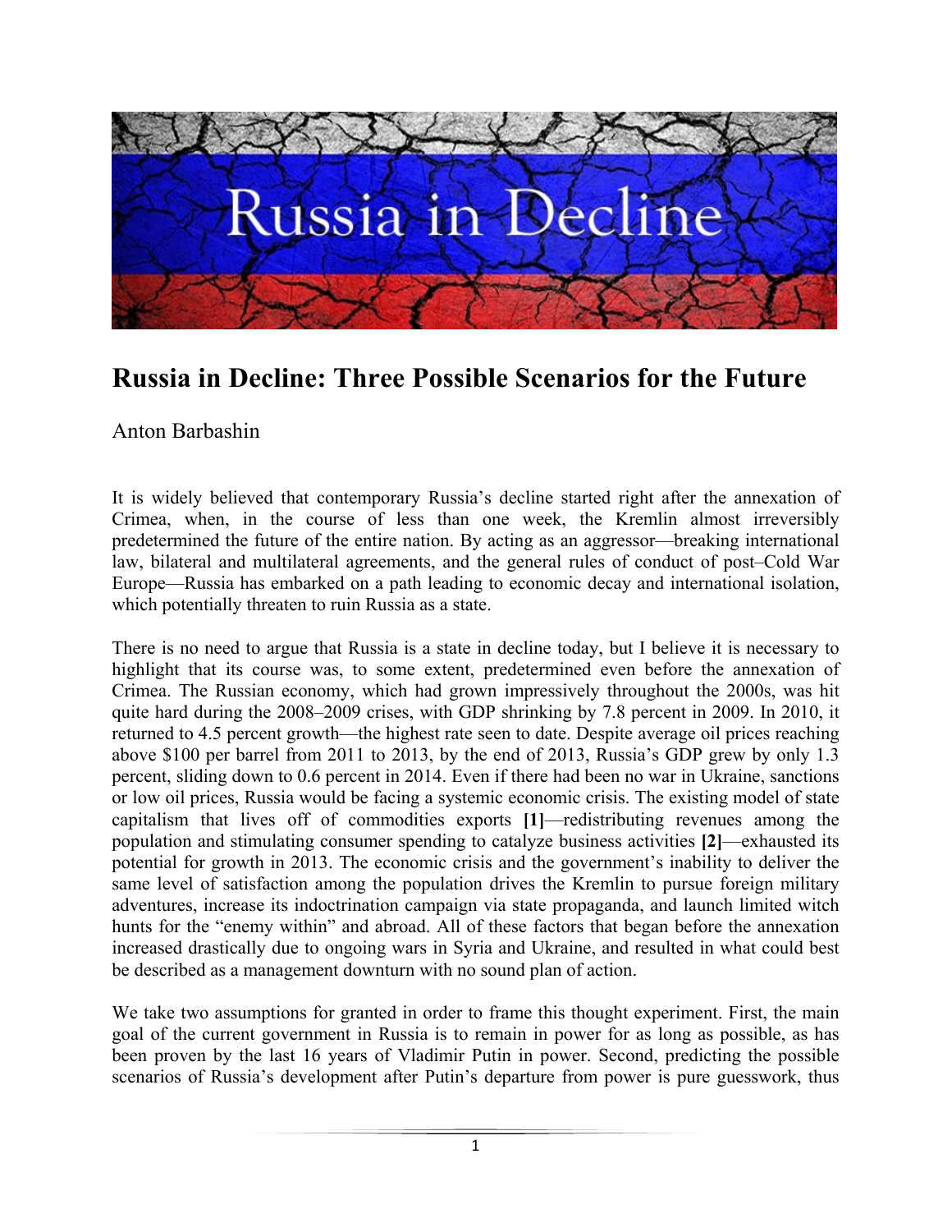# Russia in Decline: Three Possible Scenarios for the Future

Anton Barbashin

It is widely believed that contemporary Russia's decline started right after the annexation of Crimea, when, in the course of less than one week, the Kremlin almost irreversibly predetermined the future of the entire nation. By acting as an aggressor—breaking international law, bilateral and multilateral agreements, and the general rules of conduct of post–Cold War Europe—Russia has embarked on a path leading to economic decay and international isolation, which potentially threaten to ruin Russia as a state.

There is no need to argue that Russia is a state in decline today, but I believe it is necessary to highlight that its course was, to some extent, predetermined even before the annexation of Crimea. The Russian economy, which had grown impressively throughout the 2000s, was hit quite hard during the 2008–2009 crises, with GDP shrinking by 7.8 percent in 2009. In 2010, it returned to 4.5 percent growth—the highest rate seen to date. Despite average oil prices reaching above $100 per barrel from 2011 to 2013, by the end of 2013, Russia's GDP grew by only 1.3 percent, sliding down to 0.6 percent in 2014. Even if there had been no war in Ukraine, sanctions or low oil prices, Russia would be facing a systemic economic crisis. The existing model of state capitalism that lives off of commodities exports **[1]**—redistributing revenues among the population and stimulating consumer spending to catalyze business activities **[2]**—exhausted its potential for growth in 2013. The economic crisis and the government's inability to deliver the same level of satisfaction among the population drives the Kremlin to pursue foreign military adventures, increase its indoctrination campaign via state propaganda, and launch limited witch hunts for the "enemy within" and abroad. All of these factors that began before the annexation increased drastically due to ongoing wars in Syria and Ukraine, and resulted in what could best be described as a management downturn with no sound plan of action.

We take two assumptions for granted in order to frame this thought experiment. First, the main goal of the current government in Russia is to remain in power for as long as possible, as has been proven by the last 16 years of Vladimir Putin in power. Second, predicting the possible scenarios of Russia's development after Putin's departure from power is pure guesswork, thus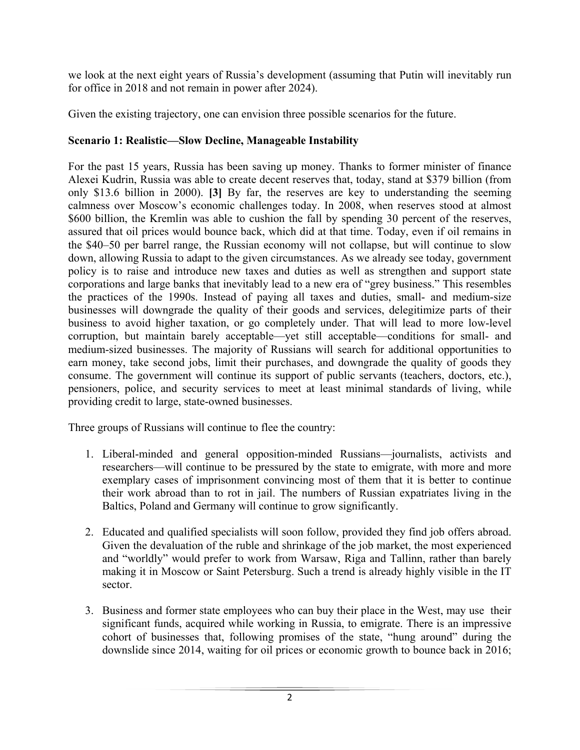we look at the next eight years of Russia's development (assuming that Putin will inevitably run for office in 2018 and not remain in power after 2024).

Given the existing trajectory, one can envision three possible scenarios for the future.

**Scenario 1: Realistic—Slow Decline, Manageable Instability**

For the past 15 years, Russia has been saving up money. Thanks to former minister of finance Alexei Kudrin, Russia was able to create decent reserves that, today, stand at $379 billion (from only $13.6 billion in 2000). **[3]** By far, the reserves are key to understanding the seeming calmness over Moscow's economic challenges today. In 2008, when reserves stood at almost $600 billion, the Kremlin was able to cushion the fall by spending 30 percent of the reserves, assured that oil prices would bounce back, which did at that time. Today, even if oil remains in the $40–50 per barrel range, the Russian economy will not collapse, but will continue to slow down, allowing Russia to adapt to the given circumstances. As we already see today, government policy is to raise and introduce new taxes and duties as well as strengthen and support state corporations and large banks that inevitably lead to a new era of "grey business." This resembles the practices of the 1990s. Instead of paying all taxes and duties, small- and medium-size businesses will downgrade the quality of their goods and services, delegitimize parts of their business to avoid higher taxation, or go completely under. That will lead to more low-level corruption, but maintain barely acceptable—yet still acceptable—conditions for small- and medium-sized businesses. The majority of Russians will search for additional opportunities to earn money, take second jobs, limit their purchases, and downgrade the quality of goods they consume. The government will continue its support of public servants (teachers, doctors, etc.), pensioners, police, and security services to meet at least minimal standards of living, while providing credit to large, state-owned businesses.

Three groups of Russians will continue to flee the country:

1. Liberal-minded and general opposition-minded Russians—journalists, activists and researchers—will continue to be pressured by the state to emigrate, with more and more exemplary cases of imprisonment convincing most of them that it is better to continue their work abroad than to rot in jail. The numbers of Russian expatriates living in the Baltics, Poland and Germany will continue to grow significantly.

2. Educated and qualified specialists will soon follow, provided they find job offers abroad. Given the devaluation of the ruble and shrinkage of the job market, the most experienced and "worldly" would prefer to work from Warsaw, Riga and Tallinn, rather than barely making it in Moscow or Saint Petersburg. Such a trend is already highly visible in the IT sector.

3. Business and former state employees who can buy their place in the West, may use their significant funds, acquired while working in Russia, to emigrate. There is an impressive cohort of businesses that, following promises of the state, "hung around" during the downslide since 2014, waiting for oil prices or economic growth to bounce back in 2016;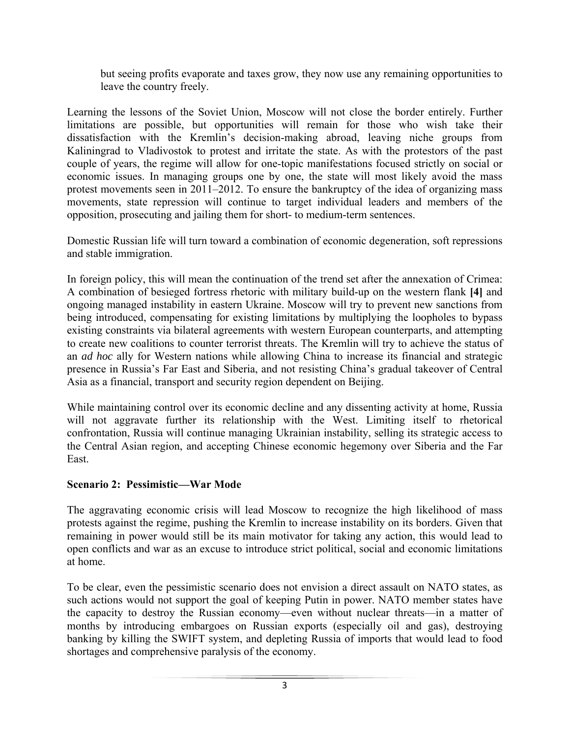but seeing profits evaporate and taxes grow, they now use any remaining opportunities to leave the country freely.

Learning the lessons of the Soviet Union, Moscow will not close the border entirely. Further limitations are possible, but opportunities will remain for those who wish take their dissatisfaction with the Kremlin's decision-making abroad, leaving niche groups from Kaliningrad to Vladivostok to protest and irritate the state. As with the protestors of the past couple of years, the regime will allow for one-topic manifestations focused strictly on social or economic issues. In managing groups one by one, the state will most likely avoid the mass protest movements seen in 2011–2012. To ensure the bankruptcy of the idea of organizing mass movements, state repression will continue to target individual leaders and members of the opposition, prosecuting and jailing them for short- to medium-term sentences.

Domestic Russian life will turn toward a combination of economic degeneration, soft repressions and stable immigration.

In foreign policy, this will mean the continuation of the trend set after the annexation of Crimea: A combination of besieged fortress rhetoric with military build-up on the western flank **[4]** and ongoing managed instability in eastern Ukraine. Moscow will try to prevent new sanctions from being introduced, compensating for existing limitations by multiplying the loopholes to bypass existing constraints via bilateral agreements with western European counterparts, and attempting to create new coalitions to counter terrorist threats. The Kremlin will try to achieve the status of an *ad hoc* ally for Western nations while allowing China to increase its financial and strategic presence in Russia's Far East and Siberia, and not resisting China's gradual takeover of Central Asia as a financial, transport and security region dependent on Beijing.

While maintaining control over its economic decline and any dissenting activity at home, Russia will not aggravate further its relationship with the West. Limiting itself to rhetorical confrontation, Russia will continue managing Ukrainian instability, selling its strategic access to the Central Asian region, and accepting Chinese economic hegemony over Siberia and the Far East.

**Scenario 2: Pessimistic—War Mode**

The aggravating economic crisis will lead Moscow to recognize the high likelihood of mass protests against the regime, pushing the Kremlin to increase instability on its borders. Given that remaining in power would still be its main motivator for taking any action, this would lead to open conflicts and war as an excuse to introduce strict political, social and economic limitations at home.

To be clear, even the pessimistic scenario does not envision a direct assault on NATO states, as such actions would not support the goal of keeping Putin in power. NATO member states have the capacity to destroy the Russian economy—even without nuclear threats—in a matter of months by introducing embargoes on Russian exports (especially oil and gas), destroying banking by killing the SWIFT system, and depleting Russia of imports that would lead to food shortages and comprehensive paralysis of the economy.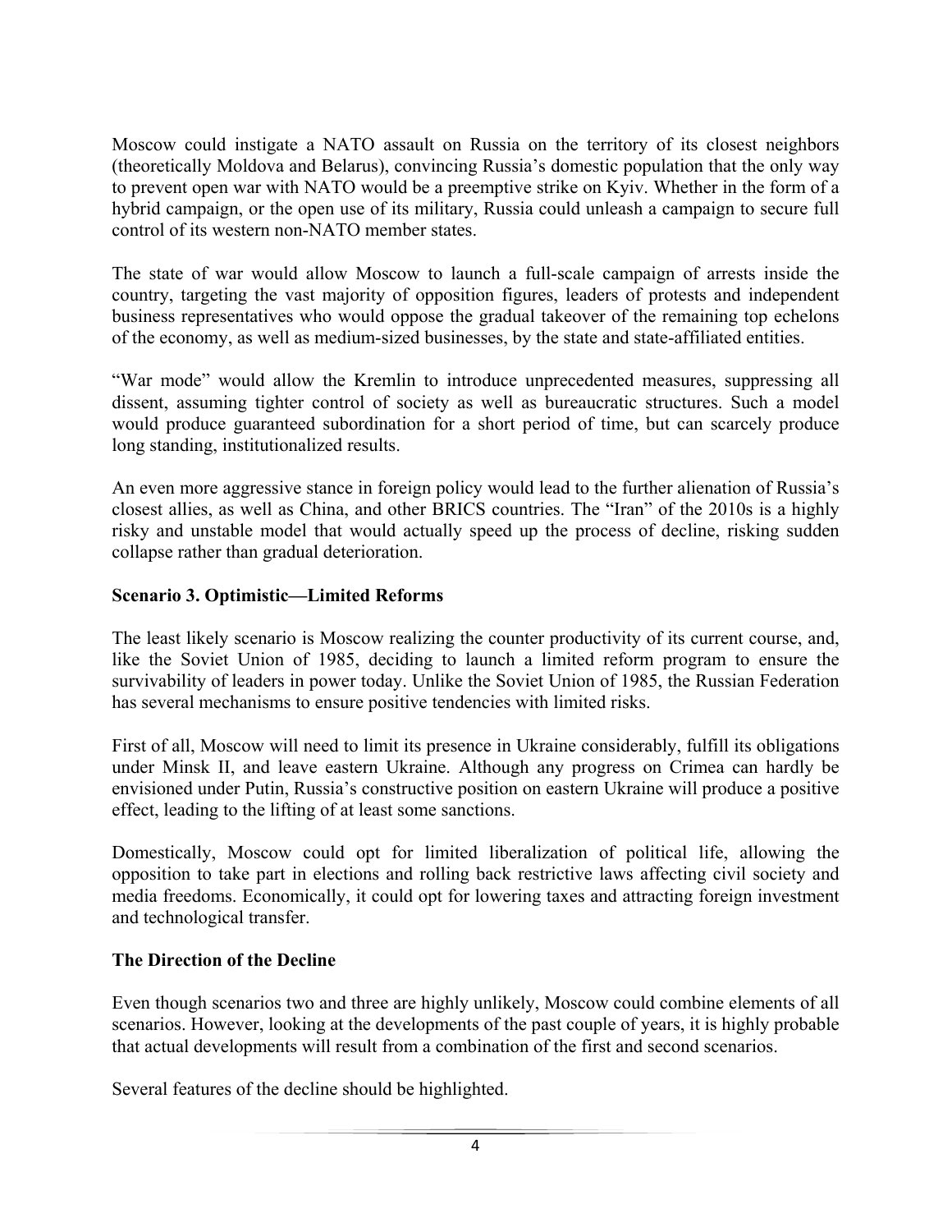Moscow could instigate a NATO assault on Russia on the territory of its closest neighbors (theoretically Moldova and Belarus), convincing Russia's domestic population that the only way to prevent open war with NATO would be a preemptive strike on Kyiv. Whether in the form of a hybrid campaign, or the open use of its military, Russia could unleash a campaign to secure full control of its western non-NATO member states.

The state of war would allow Moscow to launch a full-scale campaign of arrests inside the country, targeting the vast majority of opposition figures, leaders of protests and independent business representatives who would oppose the gradual takeover of the remaining top echelons of the economy, as well as medium-sized businesses, by the state and state-affiliated entities.

"War mode" would allow the Kremlin to introduce unprecedented measures, suppressing all dissent, assuming tighter control of society as well as bureaucratic structures. Such a model would produce guaranteed subordination for a short period of time, but can scarcely produce long standing, institutionalized results.

An even more aggressive stance in foreign policy would lead to the further alienation of Russia's closest allies, as well as China, and other BRICS countries. The "Iran" of the 2010s is a highly risky and unstable model that would actually speed up the process of decline, risking sudden collapse rather than gradual deterioration.

**Scenario 3. Optimistic—Limited Reforms**

The least likely scenario is Moscow realizing the counter productivity of its current course, and, like the Soviet Union of 1985, deciding to launch a limited reform program to ensure the survivability of leaders in power today. Unlike the Soviet Union of 1985, the Russian Federation has several mechanisms to ensure positive tendencies with limited risks.

First of all, Moscow will need to limit its presence in Ukraine considerably, fulfill its obligations under Minsk II, and leave eastern Ukraine. Although any progress on Crimea can hardly be envisioned under Putin, Russia's constructive position on eastern Ukraine will produce a positive effect, leading to the lifting of at least some sanctions.

Domestically, Moscow could opt for limited liberalization of political life, allowing the opposition to take part in elections and rolling back restrictive laws affecting civil society and media freedoms. Economically, it could opt for lowering taxes and attracting foreign investment and technological transfer.

**The Direction of the Decline**

Even though scenarios two and three are highly unlikely, Moscow could combine elements of all scenarios. However, looking at the developments of the past couple of years, it is highly probable that actual developments will result from a combination of the first and second scenarios.

Several features of the decline should be highlighted.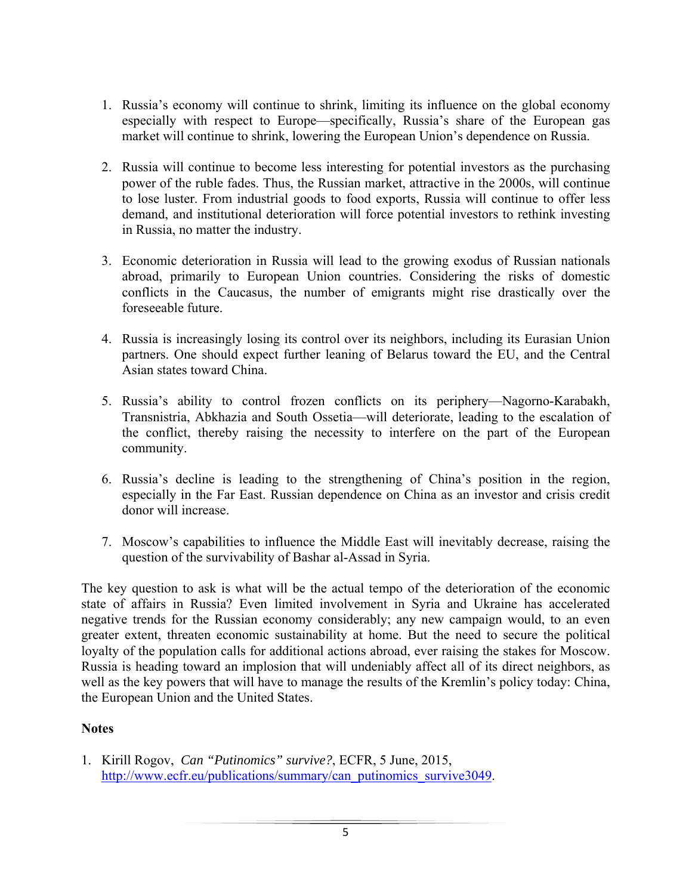1. Russia's economy will continue to shrink, limiting its influence on the global economy especially with respect to Europe—specifically, Russia's share of the European gas market will continue to shrink, lowering the European Union's dependence on Russia.

2. Russia will continue to become less interesting for potential investors as the purchasing power of the ruble fades. Thus, the Russian market, attractive in the 2000s, will continue to lose luster. From industrial goods to food exports, Russia will continue to offer less demand, and institutional deterioration will force potential investors to rethink investing in Russia, no matter the industry.

3. Economic deterioration in Russia will lead to the growing exodus of Russian nationals abroad, primarily to European Union countries. Considering the risks of domestic conflicts in the Caucasus, the number of emigrants might rise drastically over the foreseeable future.

4. Russia is increasingly losing its control over its neighbors, including its Eurasian Union partners. One should expect further leaning of Belarus toward the EU, and the Central Asian states toward China.

5. Russia's ability to control frozen conflicts on its periphery—Nagorno-Karabakh, Transnistria, Abkhazia and South Ossetia—will deteriorate, leading to the escalation of the conflict, thereby raising the necessity to interfere on the part of the European community.

6. Russia's decline is leading to the strengthening of China's position in the region, especially in the Far East. Russian dependence on China as an investor and crisis credit donor will increase.

7. Moscow's capabilities to influence the Middle East will inevitably decrease, raising the question of the survivability of Bashar al-Assad in Syria.

The key question to ask is what will be the actual tempo of the deterioration of the economic state of affairs in Russia? Even limited involvement in Syria and Ukraine has accelerated negative trends for the Russian economy considerably; any new campaign would, to an even greater extent, threaten economic sustainability at home. But the need to secure the political loyalty of the population calls for additional actions abroad, ever raising the stakes for Moscow. Russia is heading toward an implosion that will undeniably affect all of its direct neighbors, as well as the key powers that will have to manage the results of the Kremlin's policy today: China, the European Union and the United States.

**Notes**

1. Kirill Rogov, *Can "Putinomics" survive?*, ECFR, 5 June, 2015, http://www.ecfr.eu/publications/summary/can_putinomics_survive3049.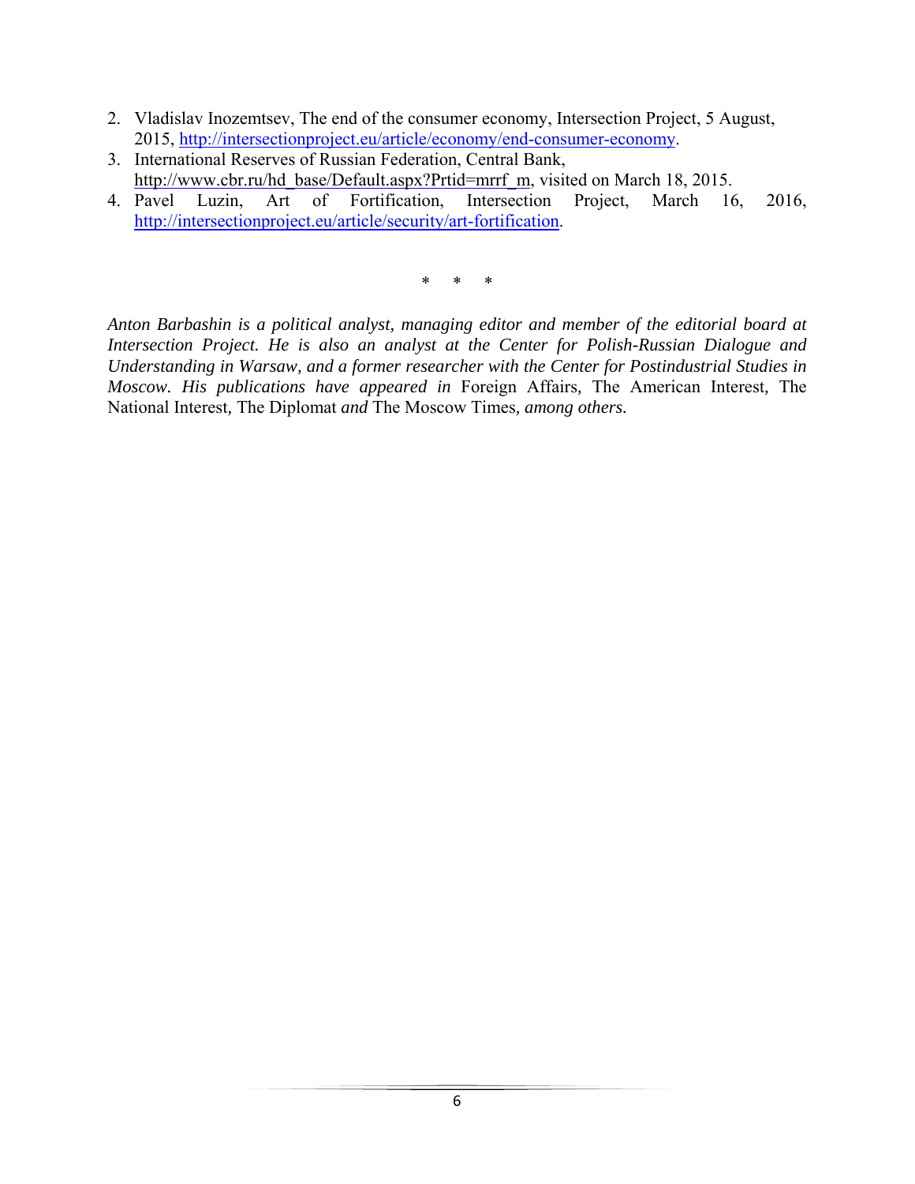2. Vladislav Inozemtsev, The end of the consumer economy, Intersection Project, 5 August, 2015, http://intersectionproject.eu/article/economy/end-consumer-economy.
3. International Reserves of Russian Federation, Central Bank, http://www.cbr.ru/hd_base/Default.aspx?Prtid=mrrf_m, visited on March 18, 2015.
4. Pavel Luzin, Art of Fortification, Intersection Project, March 16, 2016, http://intersectionproject.eu/article/security/art-fortification.

\* \* \*

*Anton Barbashin is a political analyst, managing editor and member of the editorial board at Intersection Project. He is also an analyst at the Center for Polish-Russian Dialogue and Understanding in Warsaw, and a former researcher with the Center for Postindustrial Studies in Moscow. His publications have appeared in* Foreign Affairs*,* The American Interest*,* The National Interest*,* The Diplomat *and* The Moscow Times*, among others.*